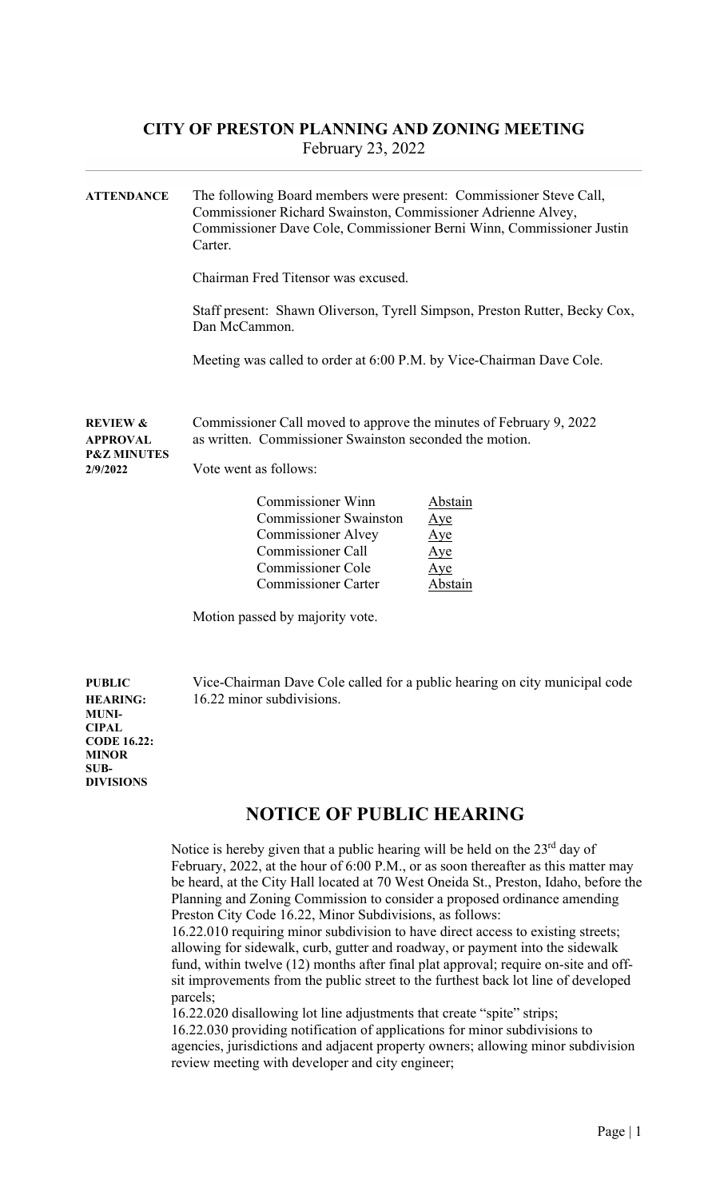# CITY OF PRESTON PLANNING AND ZONING MEETING

February 23, 2022

**ATTENDANCE**

The following Board members were present: Commissioner Steve Call, Commissioner Richard Swainston, Commissioner Adrienne Alvey, Commissioner Dave Cole, Commissioner Berni Winn, Commissioner Justin Carter.

Chairman Fred Titensor was excused.

Staff present: Shawn Oliverson, Tyrell Simpson, Preston Rutter, Becky Cox, Dan McCammon.

Meeting was called to order at 6:00 P.M. by Vice-Chairman Dave Cole.

**REVIEW & APPROVAL P&Z MINUTES 2/9/2022**

Commissioner Call moved to approve the minutes of February 9, 2022 as written. Commissioner Swainston seconded the motion.

Vote went as follows:

| | |
|---|---|
| Commissioner Winn | Abstain |
| Commissioner Swainston | Aye |
| Commissioner Alvey | Aye |
| Commissioner Call | Aye |
| Commissioner Cole | Aye |
| Commissioner Carter | Abstain |

Motion passed by majority vote.

**PUBLIC HEARING: MUNICIPAL CODE 16.22: MINOR SUB-DIVISIONS**

Vice-Chairman Dave Cole called for a public hearing on city municipal code 16.22 minor subdivisions.

## NOTICE OF PUBLIC HEARING

Notice is hereby given that a public hearing will be held on the 23rd day of February, 2022, at the hour of 6:00 P.M., or as soon thereafter as this matter may be heard, at the City Hall located at 70 West Oneida St., Preston, Idaho, before the Planning and Zoning Commission to consider a proposed ordinance amending Preston City Code 16.22, Minor Subdivisions, as follows:

16.22.010 requiring minor subdivision to have direct access to existing streets; allowing for sidewalk, curb, gutter and roadway, or payment into the sidewalk fund, within twelve (12) months after final plat approval; require on-site and off-sit improvements from the public street to the furthest back lot line of developed parcels;

16.22.020 disallowing lot line adjustments that create "spite" strips;

16.22.030 providing notification of applications for minor subdivisions to agencies, jurisdictions and adjacent property owners; allowing minor subdivision review meeting with developer and city engineer;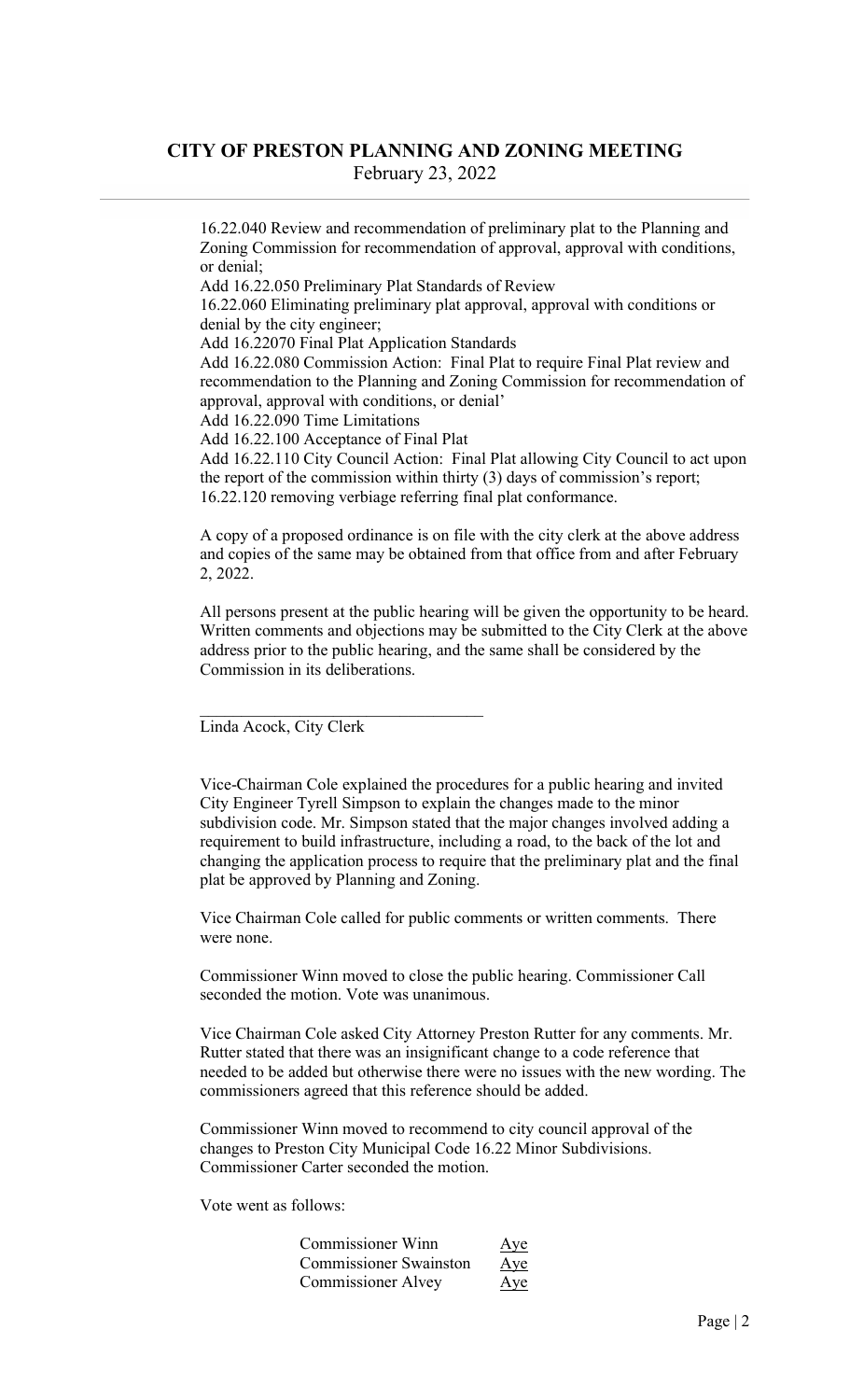16.22.040 Review and recommendation of preliminary plat to the Planning and Zoning Commission for recommendation of approval, approval with conditions, or denial;
Add 16.22.050 Preliminary Plat Standards of Review
16.22.060 Eliminating preliminary plat approval, approval with conditions or denial by the city engineer;
Add 16.22070 Final Plat Application Standards
Add 16.22.080 Commission Action: Final Plat to require Final Plat review and recommendation to the Planning and Zoning Commission for recommendation of approval, approval with conditions, or denial'
Add 16.22.090 Time Limitations
Add 16.22.100 Acceptance of Final Plat
Add 16.22.110 City Council Action: Final Plat allowing City Council to act upon the report of the commission within thirty (3) days of commission's report;
16.22.120 removing verbiage referring final plat conformance.

A copy of a proposed ordinance is on file with the city clerk at the above address and copies of the same may be obtained from that office from and after February 2, 2022.

All persons present at the public hearing will be given the opportunity to be heard. Written comments and objections may be submitted to the City Clerk at the above address prior to the public hearing, and the same shall be considered by the Commission in its deliberations.

\_\_\_\_\_\_\_\_\_\_\_\_\_\_\_\_\_\_\_\_\_\_\_\_\_\_\_\_\_\_\_\_\_\_
Linda Acock, City Clerk

Vice-Chairman Cole explained the procedures for a public hearing and invited City Engineer Tyrell Simpson to explain the changes made to the minor subdivision code. Mr. Simpson stated that the major changes involved adding a requirement to build infrastructure, including a road, to the back of the lot and changing the application process to require that the preliminary plat and the final plat be approved by Planning and Zoning.

Vice Chairman Cole called for public comments or written comments. There were none.

Commissioner Winn moved to close the public hearing. Commissioner Call seconded the motion. Vote was unanimous.

Vice Chairman Cole asked City Attorney Preston Rutter for any comments. Mr. Rutter stated that there was an insignificant change to a code reference that needed to be added but otherwise there were no issues with the new wording. The commissioners agreed that this reference should be added.

Commissioner Winn moved to recommend to city council approval of the changes to Preston City Municipal Code 16.22 Minor Subdivisions. Commissioner Carter seconded the motion.

Vote went as follows:

| | |
|---|---|
| Commissioner Winn | Aye |
| Commissioner Swainston | Aye |
| Commissioner Alvey | Aye |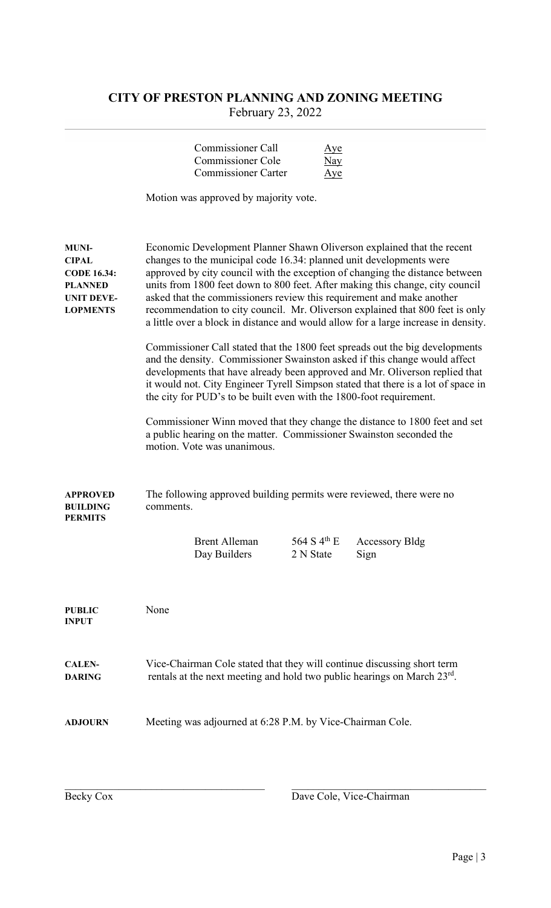# CITY OF PRESTON PLANNING AND ZONING MEETING

February 23, 2022

| | |
|---|---|
| Commissioner Call | Aye |
| Commissioner Cole | Nay |
| Commissioner Carter | Aye |

Motion was approved by majority vote.

**MUNICIPAL CODE 16.34: PLANNED UNIT DEVELOPMENTS**

Economic Development Planner Shawn Oliverson explained that the recent changes to the municipal code 16.34: planned unit developments were approved by city council with the exception of changing the distance between units from 1800 feet down to 800 feet. After making this change, city council asked that the commissioners review this requirement and make another recommendation to city council. Mr. Oliverson explained that 800 feet is only a little over a block in distance and would allow for a large increase in density.

Commissioner Call stated that the 1800 feet spreads out the big developments and the density. Commissioner Swainston asked if this change would affect developments that have already been approved and Mr. Oliverson replied that it would not. City Engineer Tyrell Simpson stated that there is a lot of space in the city for PUD's to be built even with the 1800-foot requirement.

Commissioner Winn moved that they change the distance to 1800 feet and set a public hearing on the matter. Commissioner Swainston seconded the motion. Vote was unanimous.

**APPROVED BUILDING PERMITS**

The following approved building permits were reviewed, there were no comments.

| | | |
|---|---|---|
| Brent Alleman | 564 S 4th E | Accessory Bldg |
| Day Builders | 2 N State | Sign |

**PUBLIC INPUT**

None

**CALENDARING**

Vice-Chairman Cole stated that they will continue discussing short term rentals at the next meeting and hold two public hearings on March 23rd.

**ADJOURN**

Meeting was adjourned at 6:28 P.M. by Vice-Chairman Cole.

Becky Cox

Dave Cole, Vice-Chairman